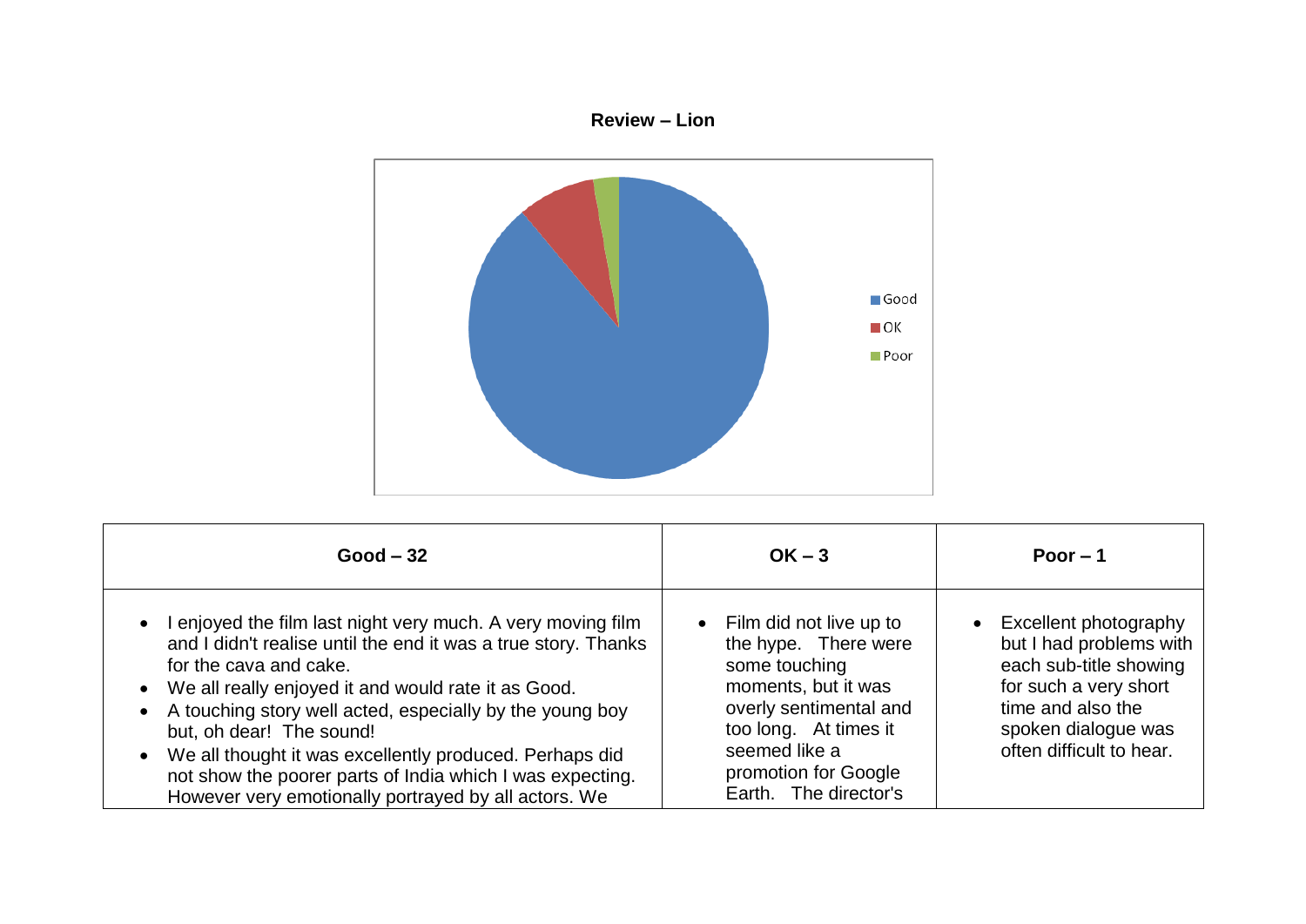**Review – Lion**

| Good – 32 | OK – 3 | Poor – 1 |
| --- | --- | --- |
| • I enjoyed the film last night very much. A very moving film and I didn't realise until the end it was a true story. Thanks for the cava and cake.<br>• We all really enjoyed it and would rate it as Good.<br>• A touching story well acted, especially by the young boy but, oh dear! The sound!<br>• We all thought it was excellently produced. Perhaps did not show the poorer parts of India which I was expecting. However very emotionally portrayed by all actors. We | • Film did not live up to the hype. There were some touching moments, but it was overly sentimental and too long. At times it seemed like a promotion for Google Earth. The director's | • Excellent photography but I had problems with each sub-title showing for such a very short time and also the spoken dialogue was often difficult to hear. |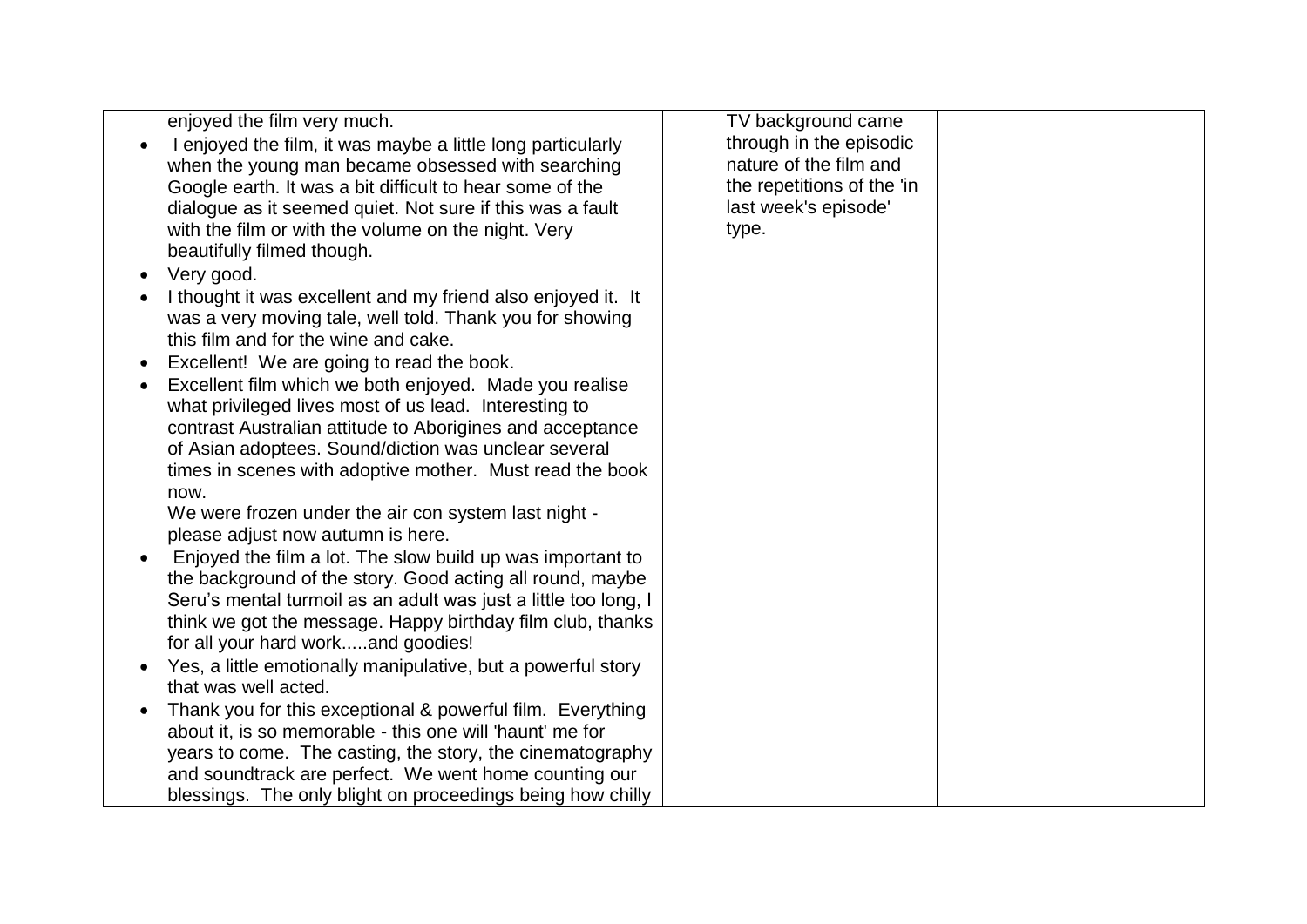| | | |
|---|---|---|
| enjoyed the film very much.<br>• I enjoyed the film, it was maybe a little long particularly when the young man became obsessed with searching Google earth. It was a bit difficult to hear some of the dialogue as it seemed quiet. Not sure if this was a fault with the film or with the volume on the night. Very beautifully filmed though.<br>• Very good.<br>• I thought it was excellent and my friend also enjoyed it. It was a very moving tale, well told. Thank you for showing this film and for the wine and cake.<br>• Excellent! We are going to read the book.<br>• Excellent film which we both enjoyed. Made you realise what privileged lives most of us lead. Interesting to contrast Australian attitude to Aborigines and acceptance of Asian adoptees. Sound/diction was unclear several times in scenes with adoptive mother. Must read the book now.<br>We were frozen under the air con system last night - please adjust now autumn is here.<br>• Enjoyed the film a lot. The slow build up was important to the background of the story. Good acting all round, maybe Seru's mental turmoil as an adult was just a little too long, I think we got the message. Happy birthday film club, thanks for all your hard work.....and goodies!<br>• Yes, a little emotionally manipulative, but a powerful story that was well acted.<br>• Thank you for this exceptional & powerful film. Everything about it, is so memorable - this one will 'haunt' me for years to come. The casting, the story, the cinematography and soundtrack are perfect. We went home counting our blessings. The only blight on proceedings being how chilly | TV background came through in the episodic nature of the film and the repetitions of the 'in last week's episode' type. | |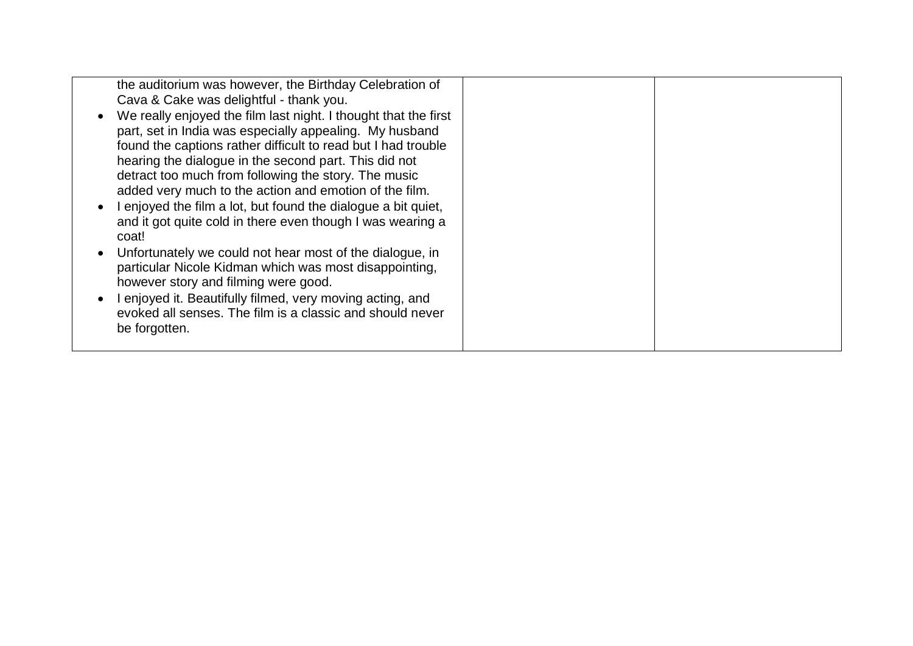| | | |
|---|---|---|
| the auditorium was however, the Birthday Celebration of Cava & Cake was delightful - thank you.<br>• We really enjoyed the film last night. I thought that the first part, set in India was especially appealing. My husband found the captions rather difficult to read but I had trouble hearing the dialogue in the second part. This did not detract too much from following the story. The music added very much to the action and emotion of the film.<br>• I enjoyed the film a lot, but found the dialogue a bit quiet, and it got quite cold in there even though I was wearing a coat!<br>• Unfortunately we could not hear most of the dialogue, in particular Nicole Kidman which was most disappointing, however story and filming were good.<br>• I enjoyed it. Beautifully filmed, very moving acting, and evoked all senses. The film is a classic and should never be forgotten. | | |